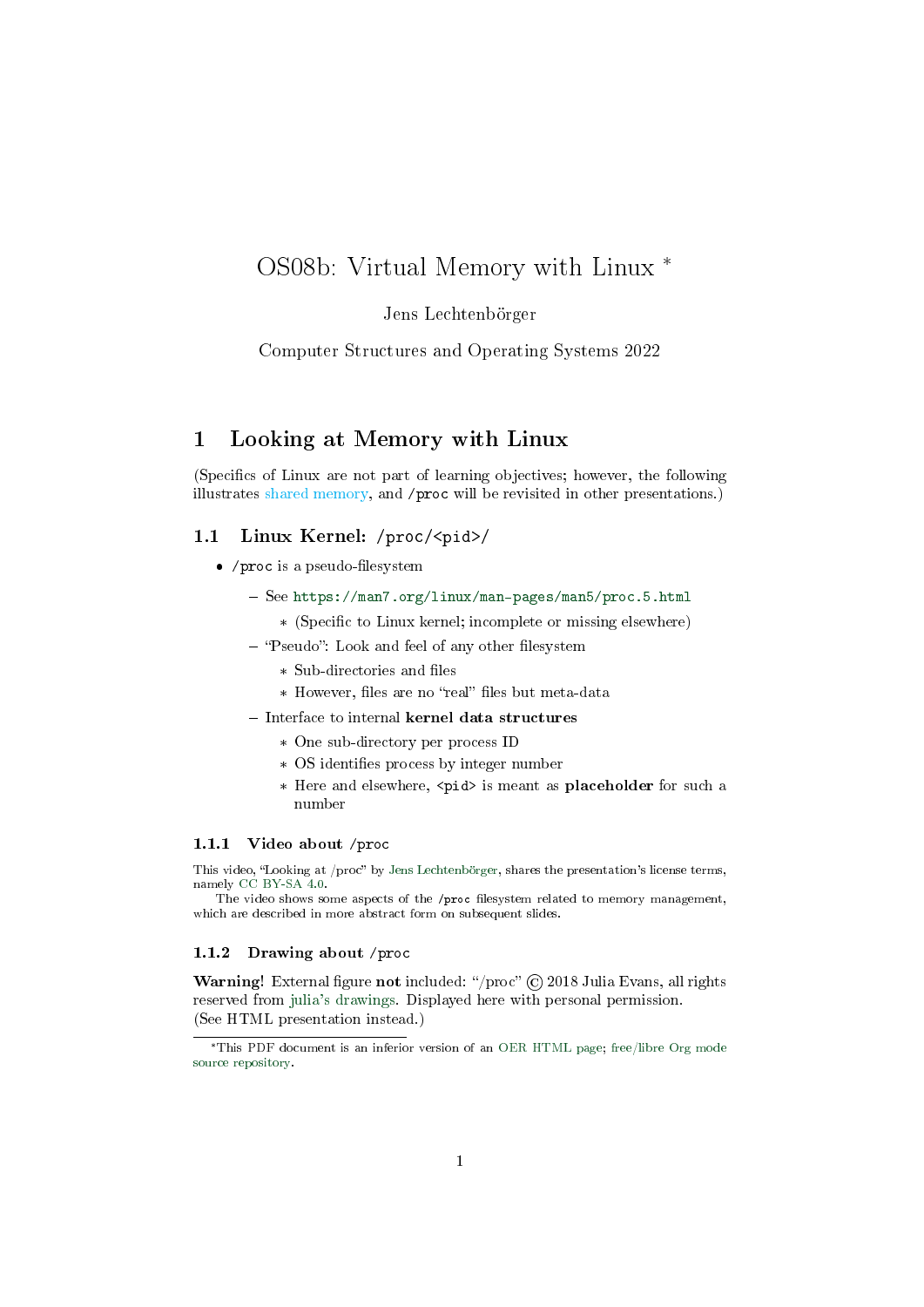# OS08b: Virtual Memory with Linux [*]

Jens Lechtenbörger

Computer Structures and Operating Systems 2022

## 1 Looking at Memory with Linux

(Specifics of Linux are not part of learning objectives; however, the following illustrates shared memory, and `/proc` will be revisited in other presentations.)

### 1.1 Linux Kernel: `/proc/<pid>/`

- `/proc` is a pseudo-filesystem
  - See https://man7.org/linux/man-pages/man5/proc.5.html
    - (Specific to Linux kernel; incomplete or missing elsewhere)
  - "Pseudo": Look and feel of any other filesystem
    - Sub-directories and files
    - However, files are no "real" files but meta-data
  - Interface to internal **kernel data structures**
    - One sub-directory per process ID
    - OS identifies process by integer number
    - Here and elsewhere, `<pid>` is meant as **placeholder** for such a number

#### 1.1.1 Video about `/proc`

This video, "Looking at /proc" by Jens Lechtenbörger, shares the presentation's license terms, namely CC BY-SA 4.0.

The video shows some aspects of the `/proc` filesystem related to memory management, which are described in more abstract form on subsequent slides.

#### 1.1.2 Drawing about `/proc`

**Warning!** External figure **not** included: "/proc" © 2018 Julia Evans, all rights reserved from julia's drawings. Displayed here with personal permission.
(See HTML presentation instead.)

[*] This PDF document is an inferior version of an OER HTML page; free/libre Org mode source repository.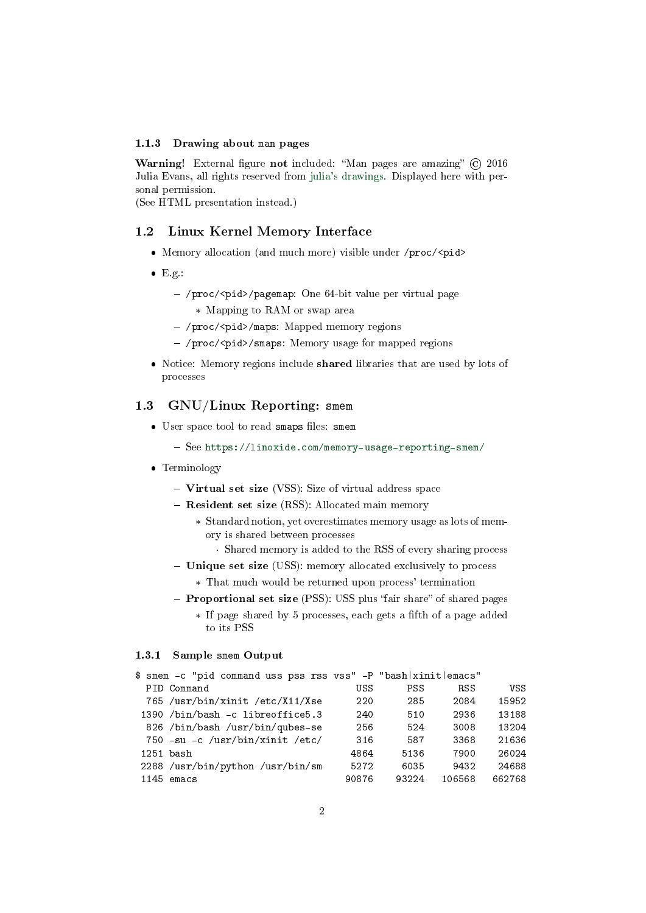### 1.1.3 Drawing about man pages

**Warning!** External figure **not** included: "Man pages are amazing" © 2016 Julia Evans, all rights reserved from julia's drawings. Displayed here with personal permission.
(See HTML presentation instead.)

## 1.2 Linux Kernel Memory Interface

- Memory allocation (and much more) visible under `/proc/<pid>`
- E.g.:
  - `/proc/<pid>/pagemap`: One 64-bit value per virtual page
    - Mapping to RAM or swap area
  - `/proc/<pid>/maps`: Mapped memory regions
  - `/proc/<pid>/smaps`: Memory usage for mapped regions
- Notice: Memory regions include **shared** libraries that are used by lots of processes

## 1.3 GNU/Linux Reporting: smem

- User space tool to read `smaps` files: `smem`
  - See https://linoxide.com/memory-usage-reporting-smem/
- Terminology
  - **Virtual set size** (VSS): Size of virtual address space
  - **Resident set size** (RSS): Allocated main memory
    - Standard notion, yet overestimates memory usage as lots of memory is shared between processes
      - Shared memory is added to the RSS of every sharing process
  - **Unique set size** (USS): memory allocated exclusively to process
    - That much would be returned upon process' termination
  - **Proportional set size** (PSS): USS plus 'fair share' of shared pages
    - If page shared by 5 processes, each gets a fifth of a page added to its PSS

### 1.3.1 Sample smem Output

```
$ smem -c "pid command uss pss rss vss" -P "bash|xinit|emacs"
  PID Command                        USS      PSS      RSS      VSS
  765 /usr/bin/xinit /etc/X11/Xse    220      285     2084    15952
 1390 /bin/bash -c libreoffice5.3    240      510     2936    13188
  826 /bin/bash /usr/bin/qubes-se    256      524     3008    13204
  750 -su -c /usr/bin/xinit /etc/    316      587     3368    21636
 1251 bash                          4864     5136     7900    26024
 2288 /usr/bin/python /usr/bin/sm   5272     6035     9432    24688
 1145 emacs                        90876    93224   106568   662768
```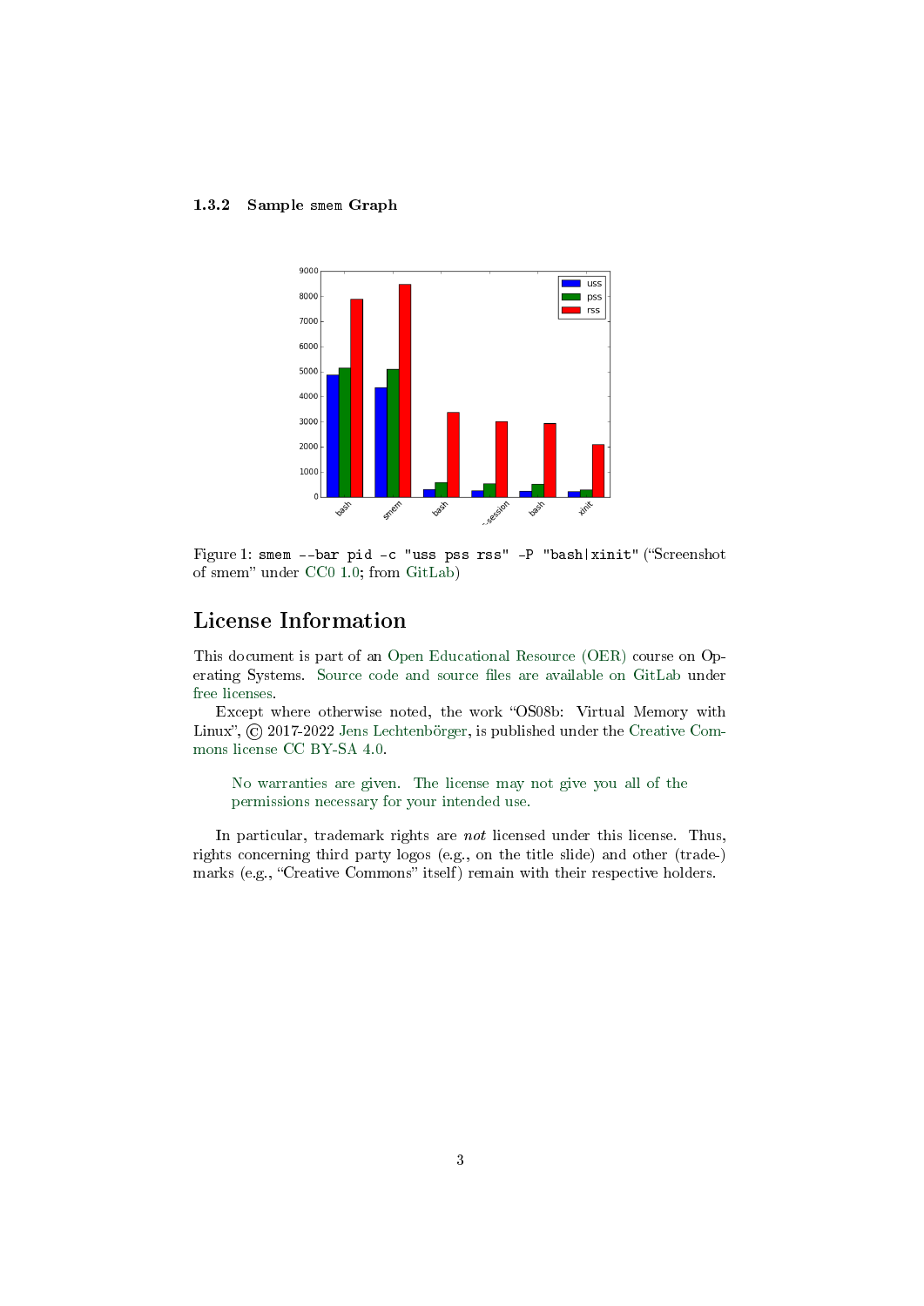### 1.3.2 Sample `smem` Graph

9000
8000
7000
6000
5000
4000
3000
2000
1000
0

uss
pss
rss

bash
smem
bash
...session
bash
xinit

Figure 1: `smem --bar pid -c "uss pss rss" -P "bash|xinit"` ("Screenshot of smem" under CC0 1.0; from GitLab)

## License Information

This document is part of an Open Educational Resource (OER) course on Operating Systems. Source code and source files are available on GitLab under free licenses.

Except where otherwise noted, the work "OS08b: Virtual Memory with Linux", © 2017-2022 Jens Lechtenbörger, is published under the Creative Commons license CC BY-SA 4.0.

> No warranties are given. The license may not give you all of the permissions necessary for your intended use.

In particular, trademark rights are *not* licensed under this license. Thus, rights concerning third party logos (e.g., on the title slide) and other (trade-) marks (e.g., "Creative Commons" itself) remain with their respective holders.